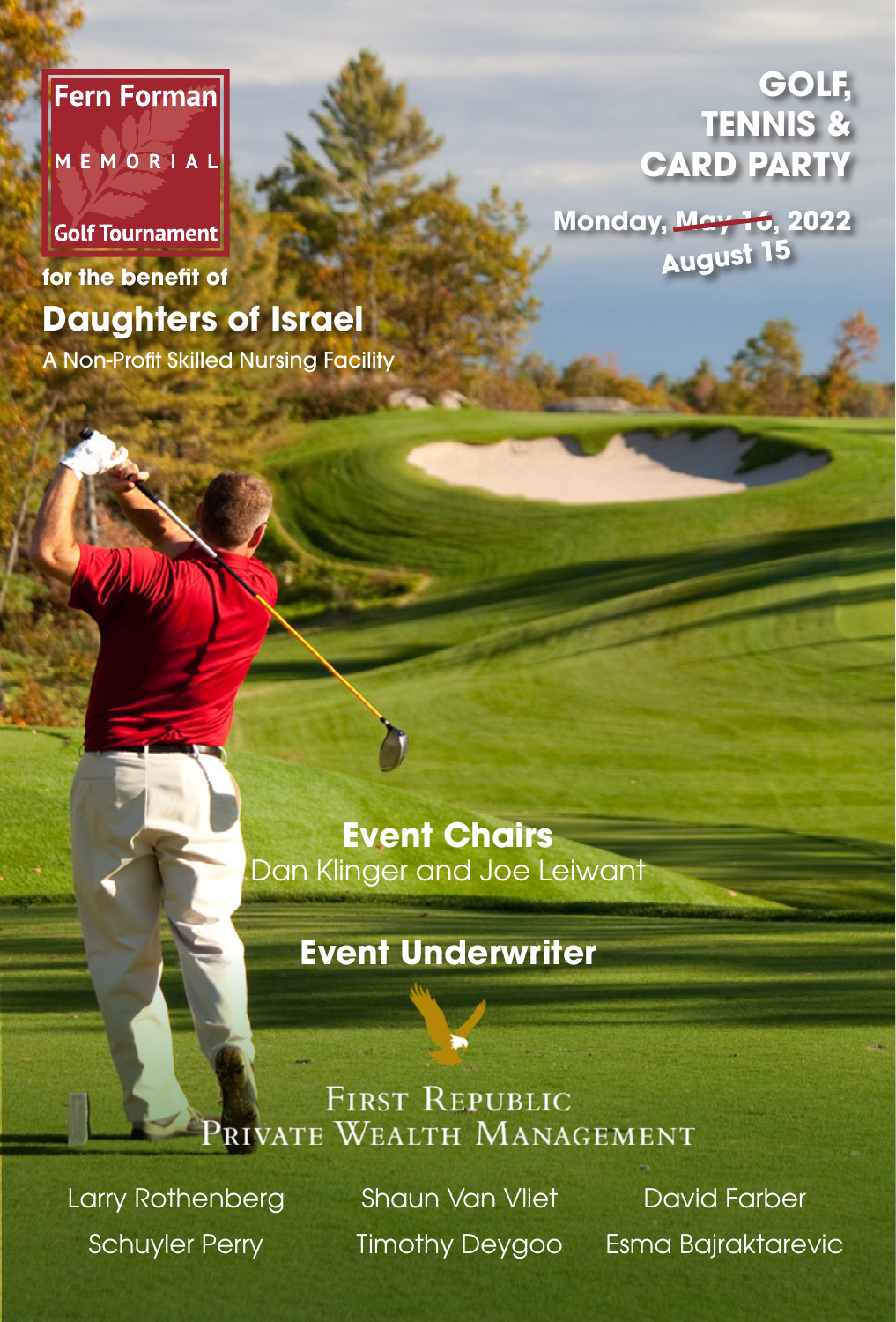**Fern Forman**

**MEMORIAL**

**Golf Tournament**

**for the benefit of**

# Daughters of Israel

A Non-Profit Skilled Nursing Facility

## GOLF, TENNIS & CARD PARTY

**Monday, ~~May 16~~, 2022**
**August 15**

## Event Chairs

Dan Klinger and Joe Leiwant

## Event Underwriter

First Republic Private Wealth Management

Larry Rothenberg
Schuyler Perry
Shaun Van Vliet
Timothy Deygoo
David Farber
Esma Bajraktarevic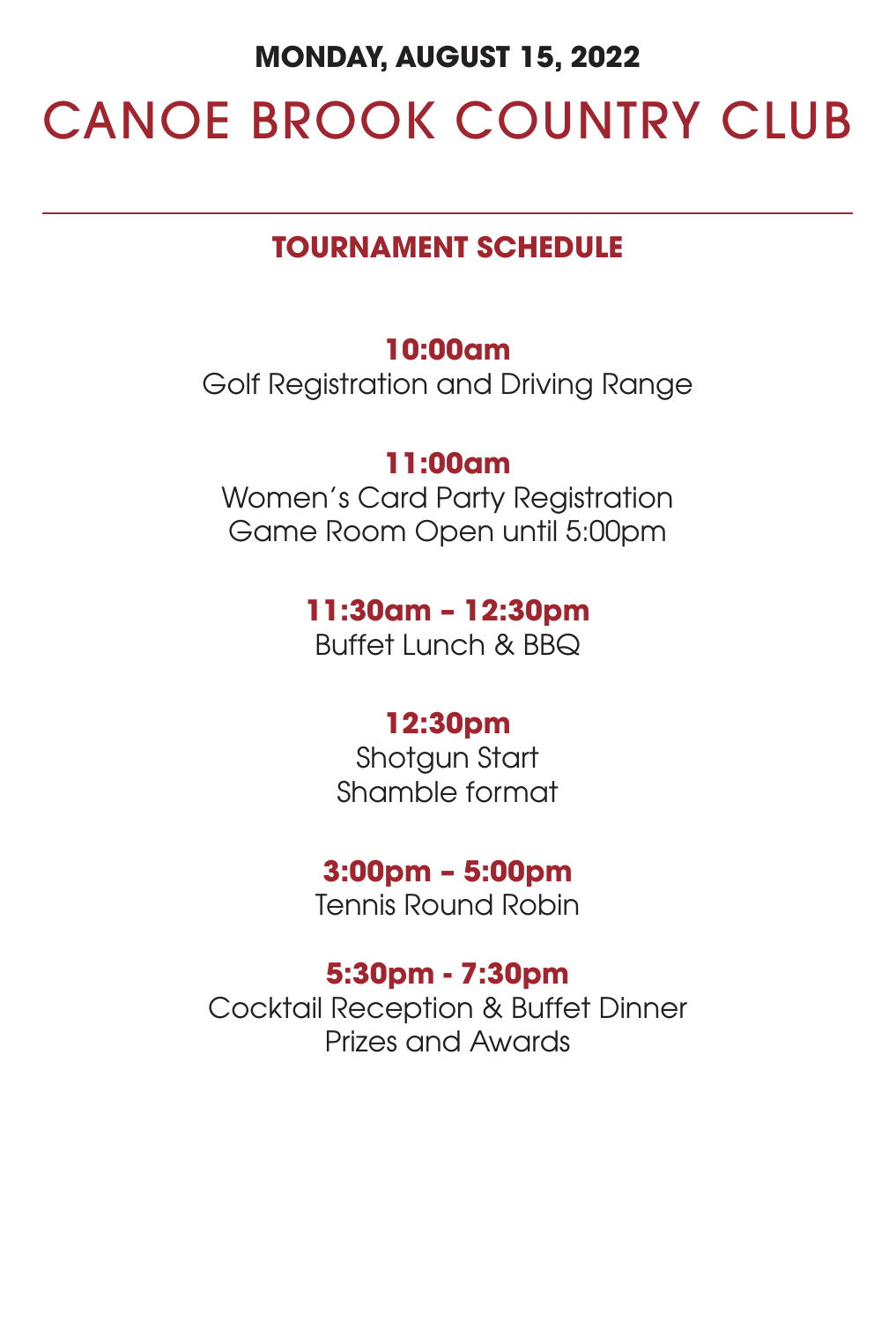**MONDAY, AUGUST 15, 2022**

# CANOE BROOK COUNTRY CLUB

---

## TOURNAMENT SCHEDULE

**10:00am**
Golf Registration and Driving Range

**11:00am**
Women's Card Party Registration
Game Room Open until 5:00pm

**11:30am – 12:30pm**
Buffet Lunch & BBQ

**12:30pm**
Shotgun Start
Shamble format

**3:00pm – 5:00pm**
Tennis Round Robin

**5:30pm - 7:30pm**
Cocktail Reception & Buffet Dinner
Prizes and Awards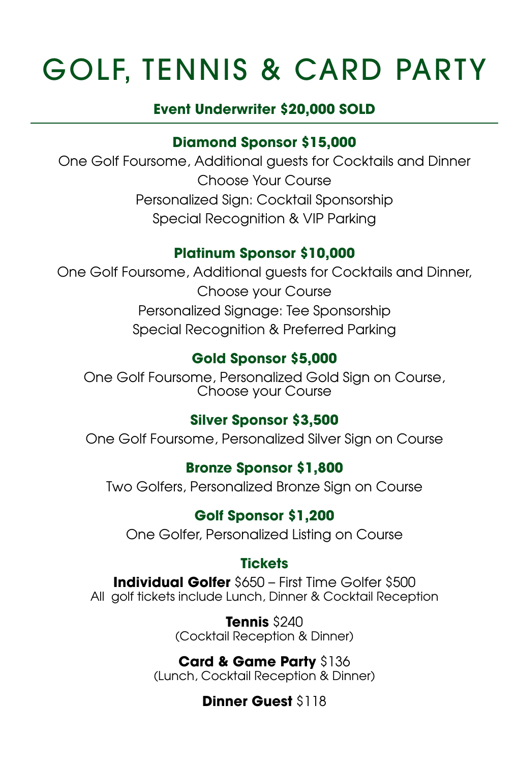# GOLF, TENNIS & CARD PARTY

**Event Underwriter $20,000 SOLD**

---

**Diamond Sponsor $15,000**

One Golf Foursome, Additional guests for Cocktails and Dinner
Choose Your Course
Personalized Sign: Cocktail Sponsorship
Special Recognition & VIP Parking

**Platinum Sponsor $10,000**

One Golf Foursome, Additional guests for Cocktails and Dinner,
Choose your Course
Personalized Signage: Tee Sponsorship
Special Recognition & Preferred Parking

**Gold Sponsor $5,000**

One Golf Foursome, Personalized Gold Sign on Course,
Choose your Course

**Silver Sponsor $3,500**

One Golf Foursome, Personalized Silver Sign on Course

**Bronze Sponsor $1,800**

Two Golfers, Personalized Bronze Sign on Course

**Golf Sponsor $1,200**

One Golfer, Personalized Listing on Course

**Tickets**

**Individual Golfer** $650 – First Time Golfer $500
All golf tickets include Lunch, Dinner & Cocktail Reception

**Tennis** $240
(Cocktail Reception & Dinner)

**Card & Game Party** $136
(Lunch, Cocktail Reception & Dinner)

**Dinner Guest** $118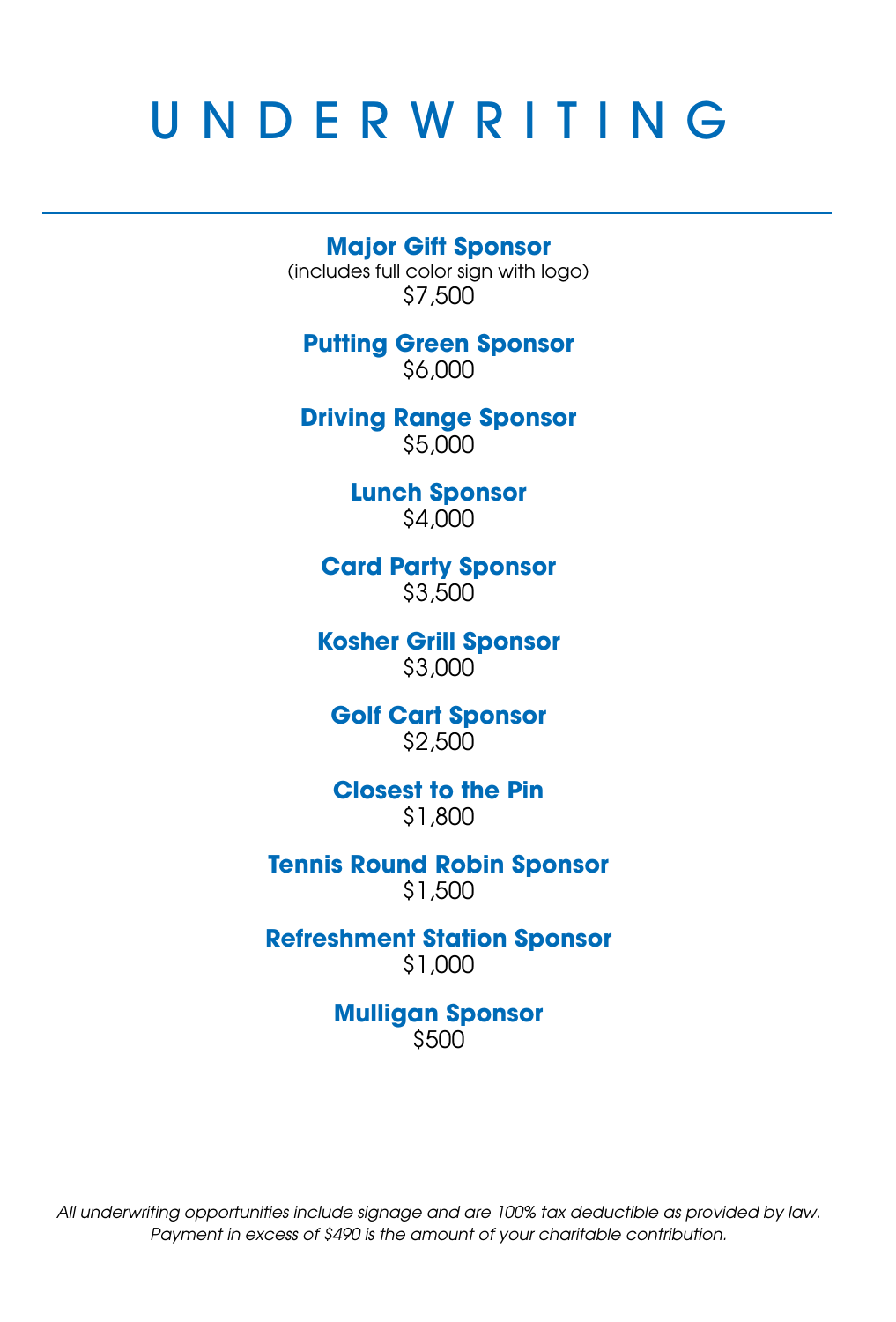# UNDERWRITING

---

**Major Gift Sponsor**
(includes full color sign with logo)
$7,500

**Putting Green Sponsor**
$6,000

**Driving Range Sponsor**
$5,000

**Lunch Sponsor**
$4,000

**Card Party Sponsor**
$3,500

**Kosher Grill Sponsor**
$3,000

**Golf Cart Sponsor**
$2,500

**Closest to the Pin**
$1,800

**Tennis Round Robin Sponsor**
$1,500

**Refreshment Station Sponsor**
$1,000

**Mulligan Sponsor**
$500

*All underwriting opportunities include signage and are 100% tax deductible as provided by law. Payment in excess of $490 is the amount of your charitable contribution.*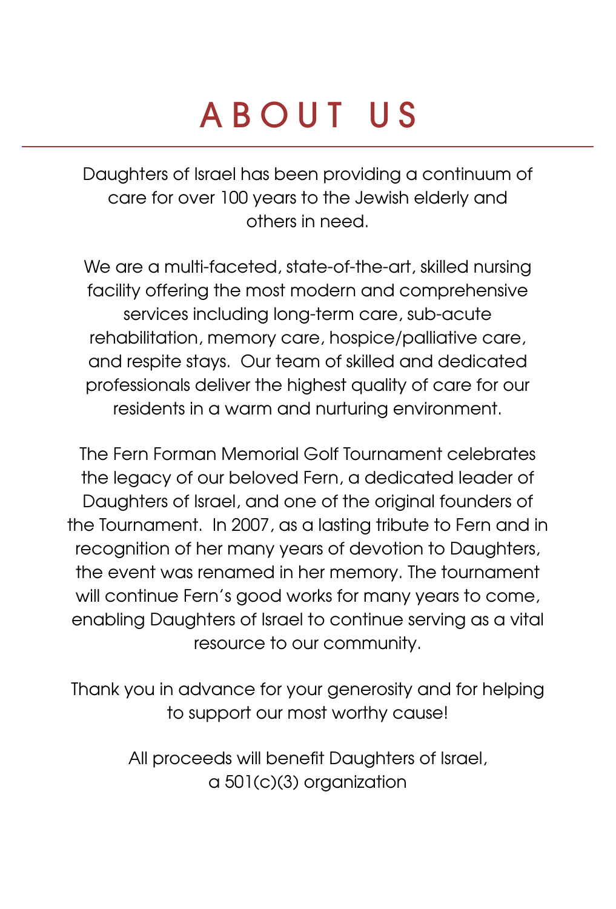# ABOUT US

Daughters of Israel has been providing a continuum of care for over 100 years to the Jewish elderly and others in need.

We are a multi-faceted, state-of-the-art, skilled nursing facility offering the most modern and comprehensive services including long-term care, sub-acute rehabilitation, memory care, hospice/palliative care, and respite stays. Our team of skilled and dedicated professionals deliver the highest quality of care for our residents in a warm and nurturing environment.

The Fern Forman Memorial Golf Tournament celebrates the legacy of our beloved Fern, a dedicated leader of Daughters of Israel, and one of the original founders of the Tournament. In 2007, as a lasting tribute to Fern and in recognition of her many years of devotion to Daughters, the event was renamed in her memory. The tournament will continue Fern's good works for many years to come, enabling Daughters of Israel to continue serving as a vital resource to our community.

Thank you in advance for your generosity and for helping to support our most worthy cause!

All proceeds will benefit Daughters of Israel, a 501(c)(3) organization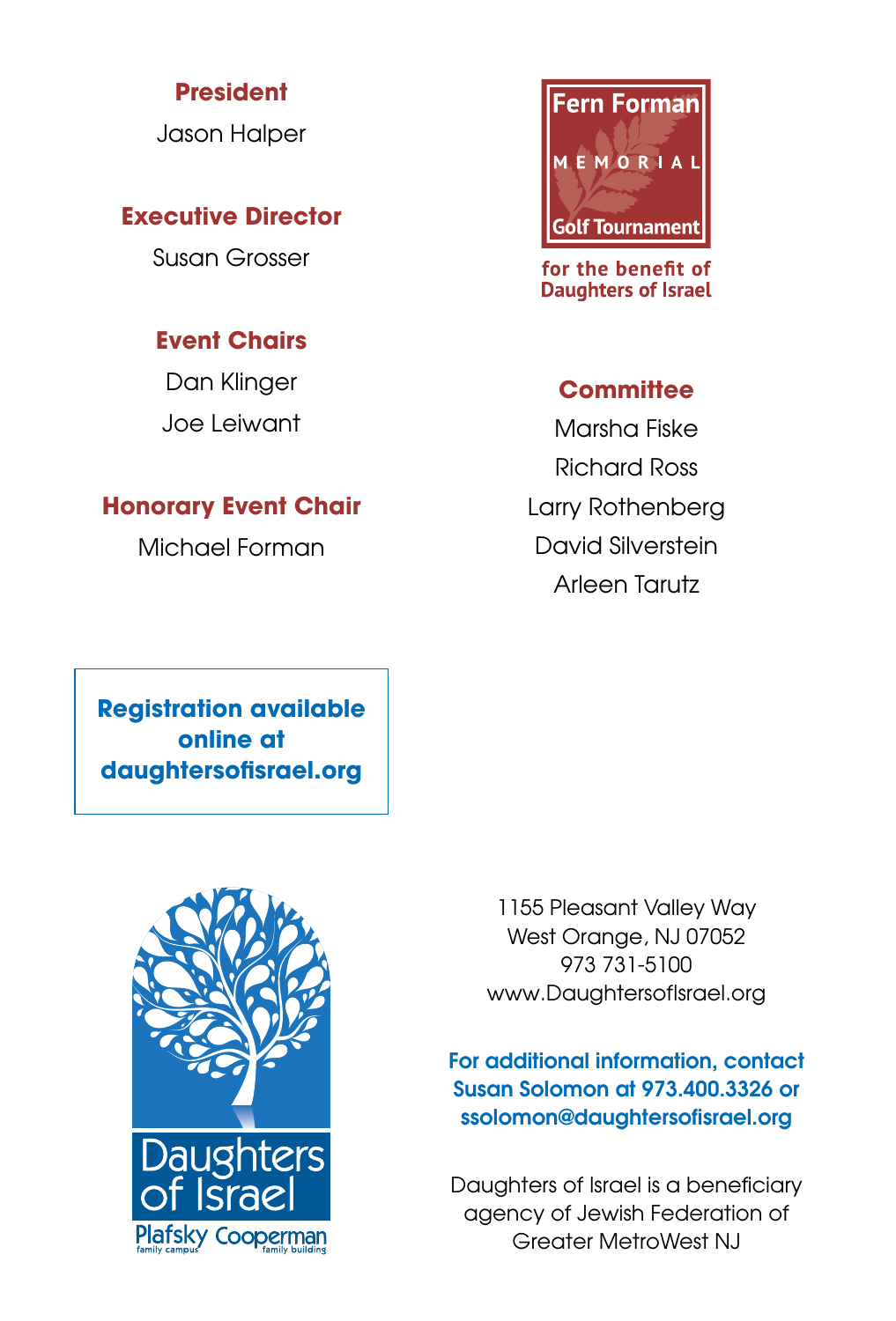**President**

Jason Halper

**Executive Director**

Susan Grosser

**Event Chairs**

Dan Klinger

Joe Leiwant

**Honorary Event Chair**

Michael Forman

Fern Forman MEMORIAL Golf Tournament

**for the benefit of Daughters of Israel**

**Committee**

Marsha Fiske

Richard Ross

Larry Rothenberg

David Silverstein

Arleen Tarutz

**Registration available online at daughtersofisrael.org**

Daughters of Israel
Plafsky family campus Cooperman family building

1155 Pleasant Valley Way
West Orange, NJ 07052
973 731-5100
www.DaughtersofIsrael.org

**For additional information, contact Susan Solomon at 973.400.3326 or ssolomon@daughtersofisrael.org**

Daughters of Israel is a beneficiary agency of Jewish Federation of Greater MetroWest NJ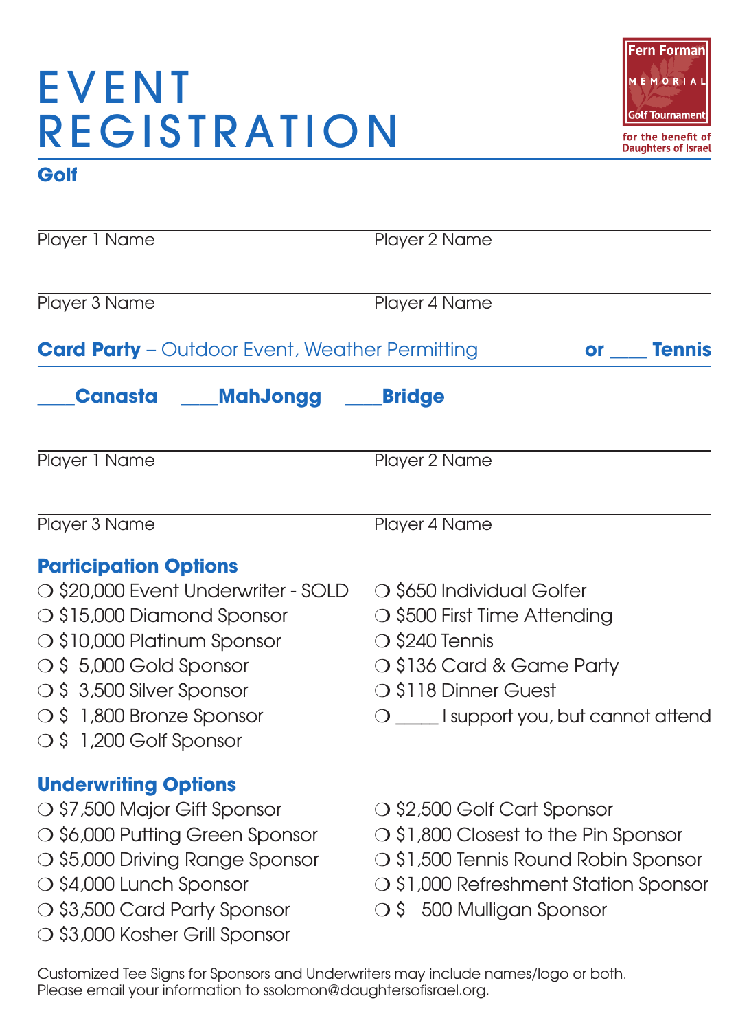# EVENT REGISTRATION

Fern Forman MEMORIAL Golf Tournament
for the benefit of Daughters of Israel

**Golf**

Player 1 Name

Player 2 Name

Player 3 Name

Player 4 Name

**Card Party** – Outdoor Event, Weather Permitting **or ____ Tennis**

**____Canasta** **____MahJongg** **____Bridge**

Player 1 Name

Player 2 Name

Player 3 Name

Player 4 Name

## Participation Options

- ❍ $20,000 Event Underwriter - SOLD
- ❍ $15,000 Diamond Sponsor
- ❍ $10,000 Platinum Sponsor
- ❍ $ 5,000 Gold Sponsor
- ❍ $ 3,500 Silver Sponsor
- ❍ $ 1,800 Bronze Sponsor
- ❍ $ 1,200 Golf Sponsor
- ❍ $650 Individual Golfer
- ❍ $500 First Time Attending
- ❍ $240 Tennis
- ❍ $136 Card & Game Party
- ❍ $118 Dinner Guest
- ❍ _____ I support you, but cannot attend

## Underwriting Options

- ❍ $7,500 Major Gift Sponsor
- ❍ $6,000 Putting Green Sponsor
- ❍ $5,000 Driving Range Sponsor
- ❍ $4,000 Lunch Sponsor
- ❍ $3,500 Card Party Sponsor
- ❍ $3,000 Kosher Grill Sponsor
- ❍ $2,500 Golf Cart Sponsor
- ❍ $1,800 Closest to the Pin Sponsor
- ❍ $1,500 Tennis Round Robin Sponsor
- ❍ $1,000 Refreshment Station Sponsor
- ❍ $ 500 Mulligan Sponsor

Customized Tee Signs for Sponsors and Underwriters may include names/logo or both.
Please email your information to ssolomon@daughtersofisrael.org.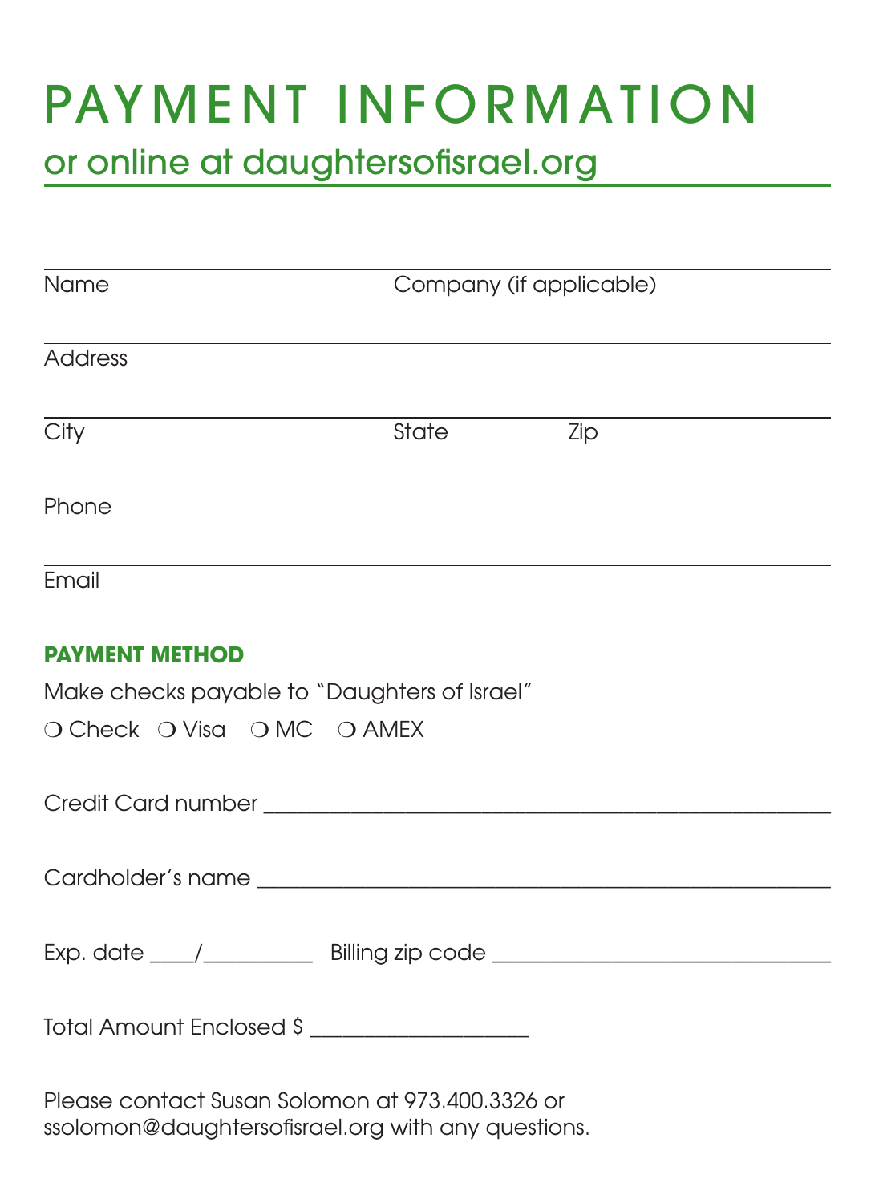# PAYMENT INFORMATION

## or online at daughtersofisrael.org

Name Company (if applicable)

Address

City State Zip

Phone

Email

### PAYMENT METHOD

Make checks payable to "Daughters of Israel"

❍ Check ❍ Visa ❍ MC ❍ AMEX

Credit Card number ____________________________________________

Cardholder's name ____________________________________________

Exp. date ____/__________ Billing zip code ______________________________

Total Amount Enclosed $ ___________________

Please contact Susan Solomon at 973.400.3326 or ssolomon@daughtersofisrael.org with any questions.